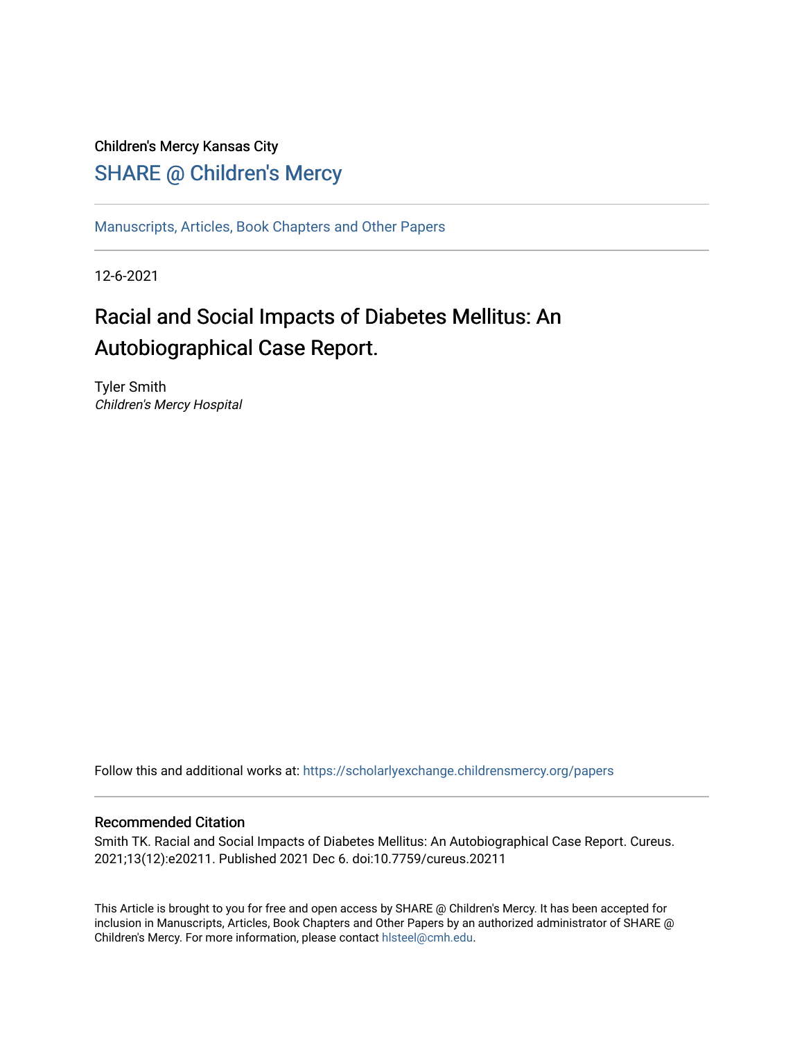Children's Mercy Kansas City

# SHARE @ Children's Mercy

Manuscripts, Articles, Book Chapters and Other Papers

12-6-2021

# Racial and Social Impacts of Diabetes Mellitus: An Autobiographical Case Report.

Tyler Smith
*Children's Mercy Hospital*

Follow this and additional works at: https://scholarlyexchange.childrensmercy.org/papers

## Recommended Citation

Smith TK. Racial and Social Impacts of Diabetes Mellitus: An Autobiographical Case Report. Cureus. 2021;13(12):e20211. Published 2021 Dec 6. doi:10.7759/cureus.20211

This Article is brought to you for free and open access by SHARE @ Children's Mercy. It has been accepted for inclusion in Manuscripts, Articles, Book Chapters and Other Papers by an authorized administrator of SHARE @ Children's Mercy. For more information, please contact hlsteel@cmh.edu.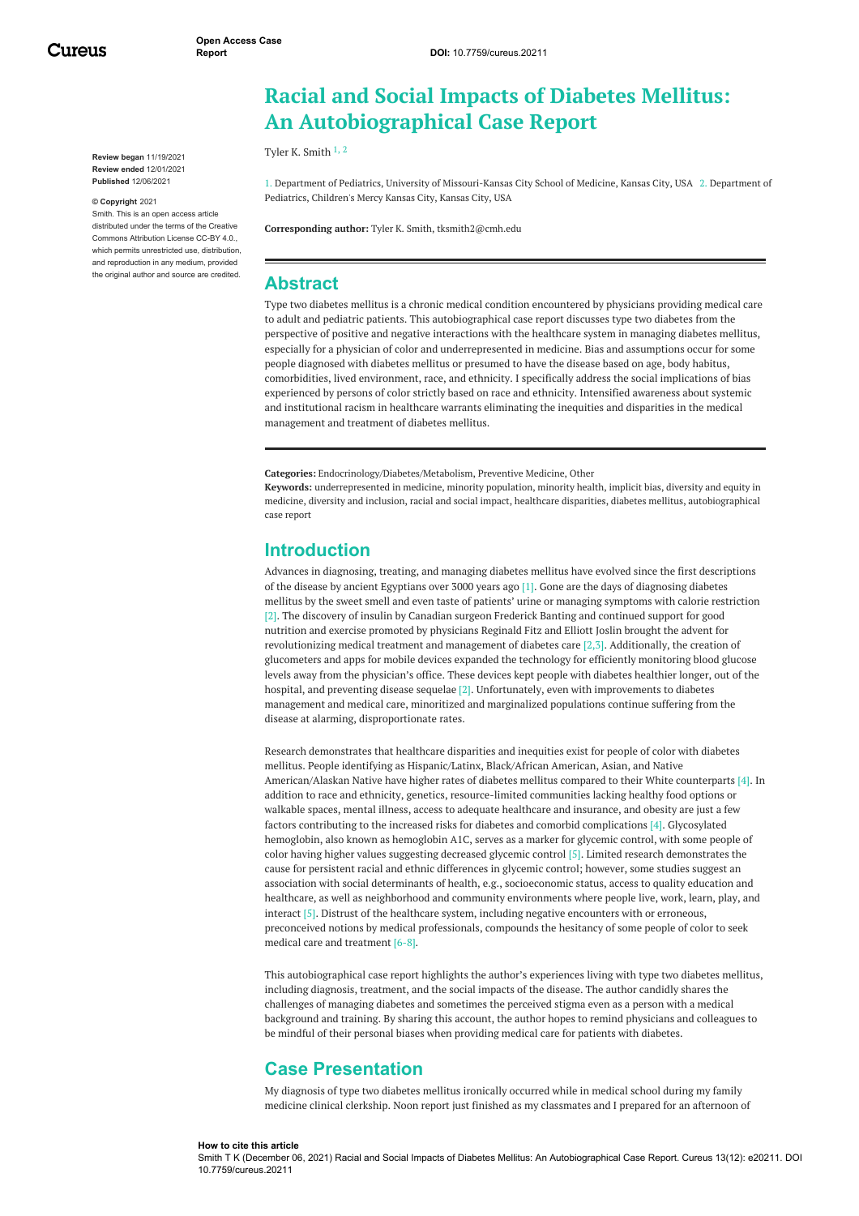# Racial and Social Impacts of Diabetes Mellitus: An Autobiographical Case Report

Tyler K. Smith [1, 2]

1. Department of Pediatrics, University of Missouri-Kansas City School of Medicine, Kansas City, USA 2. Department of Pediatrics, Children's Mercy Kansas City, Kansas City, USA

**Corresponding author:** Tyler K. Smith, tksmith2@cmh.edu

**Review began** 11/19/2021
**Review ended** 12/01/2021
**Published** 12/06/2021

**© Copyright** 2021
Smith. This is an open access article distributed under the terms of the Creative Commons Attribution License CC-BY 4.0., which permits unrestricted use, distribution, and reproduction in any medium, provided the original author and source are credited.

## Abstract

Type two diabetes mellitus is a chronic medical condition encountered by physicians providing medical care to adult and pediatric patients. This autobiographical case report discusses type two diabetes from the perspective of positive and negative interactions with the healthcare system in managing diabetes mellitus, especially for a physician of color and underrepresented in medicine. Bias and assumptions occur for some people diagnosed with diabetes mellitus or presumed to have the disease based on age, body habitus, comorbidities, lived environment, race, and ethnicity. I specifically address the social implications of bias experienced by persons of color strictly based on race and ethnicity. Intensified awareness about systemic and institutional racism in healthcare warrants eliminating the inequities and disparities in the medical management and treatment of diabetes mellitus.

**Categories:** Endocrinology/Diabetes/Metabolism, Preventive Medicine, Other
**Keywords:** underrepresented in medicine, minority population, minority health, implicit bias, diversity and equity in medicine, diversity and inclusion, racial and social impact, healthcare disparities, diabetes mellitus, autobiographical case report

## Introduction

Advances in diagnosing, treating, and managing diabetes mellitus have evolved since the first descriptions of the disease by ancient Egyptians over 3000 years ago [1]. Gone are the days of diagnosing diabetes mellitus by the sweet smell and even taste of patients' urine or managing symptoms with calorie restriction [2]. The discovery of insulin by Canadian surgeon Frederick Banting and continued support for good nutrition and exercise promoted by physicians Reginald Fitz and Elliott Joslin brought the advent for revolutionizing medical treatment and management of diabetes care [2,3]. Additionally, the creation of glucometers and apps for mobile devices expanded the technology for efficiently monitoring blood glucose levels away from the physician's office. These devices kept people with diabetes healthier longer, out of the hospital, and preventing disease sequelae [2]. Unfortunately, even with improvements to diabetes management and medical care, minoritized and marginalized populations continue suffering from the disease at alarming, disproportionate rates.

Research demonstrates that healthcare disparities and inequities exist for people of color with diabetes mellitus. People identifying as Hispanic/Latinx, Black/African American, Asian, and Native American/Alaskan Native have higher rates of diabetes mellitus compared to their White counterparts [4]. In addition to race and ethnicity, genetics, resource-limited communities lacking healthy food options or walkable spaces, mental illness, access to adequate healthcare and insurance, and obesity are just a few factors contributing to the increased risks for diabetes and comorbid complications [4]. Glycosylated hemoglobin, also known as hemoglobin A1C, serves as a marker for glycemic control, with some people of color having higher values suggesting decreased glycemic control [5]. Limited research demonstrates the cause for persistent racial and ethnic differences in glycemic control; however, some studies suggest an association with social determinants of health, e.g., socioeconomic status, access to quality education and healthcare, as well as neighborhood and community environments where people live, work, learn, play, and interact [5]. Distrust of the healthcare system, including negative encounters with or erroneous, preconceived notions by medical professionals, compounds the hesitancy of some people of color to seek medical care and treatment [6-8].

This autobiographical case report highlights the author's experiences living with type two diabetes mellitus, including diagnosis, treatment, and the social impacts of the disease. The author candidly shares the challenges of managing diabetes and sometimes the perceived stigma even as a person with a medical background and training. By sharing this account, the author hopes to remind physicians and colleagues to be mindful of their personal biases when providing medical care for patients with diabetes.

## Case Presentation

My diagnosis of type two diabetes mellitus ironically occurred while in medical school during my family medicine clinical clerkship. Noon report just finished as my classmates and I prepared for an afternoon of

**How to cite this article**
Smith T K (December 06, 2021) Racial and Social Impacts of Diabetes Mellitus: An Autobiographical Case Report. Cureus 13(12): e20211. DOI 10.7759/cureus.20211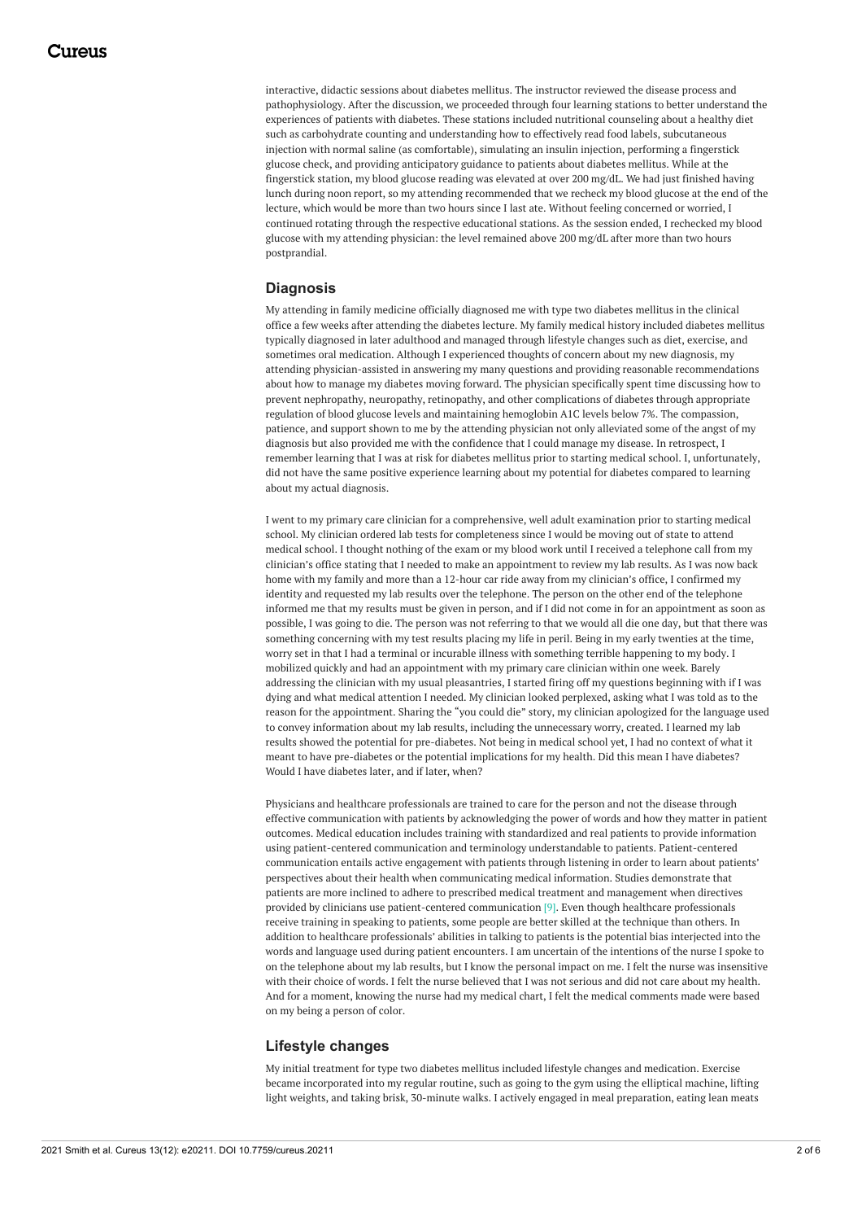interactive, didactic sessions about diabetes mellitus. The instructor reviewed the disease process and pathophysiology. After the discussion, we proceeded through four learning stations to better understand the experiences of patients with diabetes. These stations included nutritional counseling about a healthy diet such as carbohydrate counting and understanding how to effectively read food labels, subcutaneous injection with normal saline (as comfortable), simulating an insulin injection, performing a fingerstick glucose check, and providing anticipatory guidance to patients about diabetes mellitus. While at the fingerstick station, my blood glucose reading was elevated at over 200 mg/dL. We had just finished having lunch during noon report, so my attending recommended that we recheck my blood glucose at the end of the lecture, which would be more than two hours since I last ate. Without feeling concerned or worried, I continued rotating through the respective educational stations. As the session ended, I rechecked my blood glucose with my attending physician: the level remained above 200 mg/dL after more than two hours postprandial.

## Diagnosis

My attending in family medicine officially diagnosed me with type two diabetes mellitus in the clinical office a few weeks after attending the diabetes lecture. My family medical history included diabetes mellitus typically diagnosed in later adulthood and managed through lifestyle changes such as diet, exercise, and sometimes oral medication. Although I experienced thoughts of concern about my new diagnosis, my attending physician-assisted in answering my many questions and providing reasonable recommendations about how to manage my diabetes moving forward. The physician specifically spent time discussing how to prevent nephropathy, neuropathy, retinopathy, and other complications of diabetes through appropriate regulation of blood glucose levels and maintaining hemoglobin A1C levels below 7%. The compassion, patience, and support shown to me by the attending physician not only alleviated some of the angst of my diagnosis but also provided me with the confidence that I could manage my disease. In retrospect, I remember learning that I was at risk for diabetes mellitus prior to starting medical school. I, unfortunately, did not have the same positive experience learning about my potential for diabetes compared to learning about my actual diagnosis.

I went to my primary care clinician for a comprehensive, well adult examination prior to starting medical school. My clinician ordered lab tests for completeness since I would be moving out of state to attend medical school. I thought nothing of the exam or my blood work until I received a telephone call from my clinician's office stating that I needed to make an appointment to review my lab results. As I was now back home with my family and more than a 12-hour car ride away from my clinician's office, I confirmed my identity and requested my lab results over the telephone. The person on the other end of the telephone informed me that my results must be given in person, and if I did not come in for an appointment as soon as possible, I was going to die. The person was not referring to that we would all die one day, but that there was something concerning with my test results placing my life in peril. Being in my early twenties at the time, worry set in that I had a terminal or incurable illness with something terrible happening to my body. I mobilized quickly and had an appointment with my primary care clinician within one week. Barely addressing the clinician with my usual pleasantries, I started firing off my questions beginning with if I was dying and what medical attention I needed. My clinician looked perplexed, asking what I was told as to the reason for the appointment. Sharing the "you could die" story, my clinician apologized for the language used to convey information about my lab results, including the unnecessary worry, created. I learned my lab results showed the potential for pre-diabetes. Not being in medical school yet, I had no context of what it meant to have pre-diabetes or the potential implications for my health. Did this mean I have diabetes? Would I have diabetes later, and if later, when?

Physicians and healthcare professionals are trained to care for the person and not the disease through effective communication with patients by acknowledging the power of words and how they matter in patient outcomes. Medical education includes training with standardized and real patients to provide information using patient-centered communication and terminology understandable to patients. Patient-centered communication entails active engagement with patients through listening in order to learn about patients' perspectives about their health when communicating medical information. Studies demonstrate that patients are more inclined to adhere to prescribed medical treatment and management when directives provided by clinicians use patient-centered communication [9]. Even though healthcare professionals receive training in speaking to patients, some people are better skilled at the technique than others. In addition to healthcare professionals' abilities in talking to patients is the potential bias interjected into the words and language used during patient encounters. I am uncertain of the intentions of the nurse I spoke to on the telephone about my lab results, but I know the personal impact on me. I felt the nurse was insensitive with their choice of words. I felt the nurse believed that I was not serious and did not care about my health. And for a moment, knowing the nurse had my medical chart, I felt the medical comments made were based on my being a person of color.

## Lifestyle changes

My initial treatment for type two diabetes mellitus included lifestyle changes and medication. Exercise became incorporated into my regular routine, such as going to the gym using the elliptical machine, lifting light weights, and taking brisk, 30-minute walks. I actively engaged in meal preparation, eating lean meats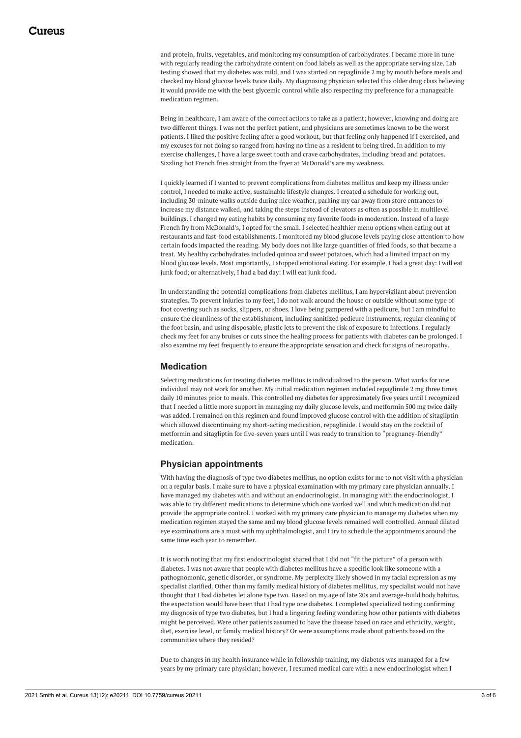and protein, fruits, vegetables, and monitoring my consumption of carbohydrates. I became more in tune with regularly reading the carbohydrate content on food labels as well as the appropriate serving size. Lab testing showed that my diabetes was mild, and I was started on repaglinide 2 mg by mouth before meals and checked my blood glucose levels twice daily. My diagnosing physician selected this older drug class believing it would provide me with the best glycemic control while also respecting my preference for a manageable medication regimen.

Being in healthcare, I am aware of the correct actions to take as a patient; however, knowing and doing are two different things. I was not the perfect patient, and physicians are sometimes known to be the worst patients. I liked the positive feeling after a good workout, but that feeling only happened if I exercised, and my excuses for not doing so ranged from having no time as a resident to being tired. In addition to my exercise challenges, I have a large sweet tooth and crave carbohydrates, including bread and potatoes. Sizzling hot French fries straight from the fryer at McDonald's are my weakness.

I quickly learned if I wanted to prevent complications from diabetes mellitus and keep my illness under control, I needed to make active, sustainable lifestyle changes. I created a schedule for working out, including 30-minute walks outside during nice weather, parking my car away from store entrances to increase my distance walked, and taking the steps instead of elevators as often as possible in multilevel buildings. I changed my eating habits by consuming my favorite foods in moderation. Instead of a large French fry from McDonald's, I opted for the small. I selected healthier menu options when eating out at restaurants and fast-food establishments. I monitored my blood glucose levels paying close attention to how certain foods impacted the reading. My body does not like large quantities of fried foods, so that became a treat. My healthy carbohydrates included quinoa and sweet potatoes, which had a limited impact on my blood glucose levels. Most importantly, I stopped emotional eating. For example, I had a great day: I will eat junk food; or alternatively, I had a bad day: I will eat junk food.

In understanding the potential complications from diabetes mellitus, I am hypervigilant about prevention strategies. To prevent injuries to my feet, I do not walk around the house or outside without some type of foot covering such as socks, slippers, or shoes. I love being pampered with a pedicure, but I am mindful to ensure the cleanliness of the establishment, including sanitized pedicure instruments, regular cleaning of the foot basin, and using disposable, plastic jets to prevent the risk of exposure to infections. I regularly check my feet for any bruises or cuts since the healing process for patients with diabetes can be prolonged. I also examine my feet frequently to ensure the appropriate sensation and check for signs of neuropathy.

## Medication

Selecting medications for treating diabetes mellitus is individualized to the person. What works for one individual may not work for another. My initial medication regimen included repaglinide 2 mg three times daily 10 minutes prior to meals. This controlled my diabetes for approximately five years until I recognized that I needed a little more support in managing my daily glucose levels, and metformin 500 mg twice daily was added. I remained on this regimen and found improved glucose control with the addition of sitagliptin which allowed discontinuing my short-acting medication, repaglinide. I would stay on the cocktail of metformin and sitagliptin for five-seven years until I was ready to transition to "pregnancy-friendly" medication.

## Physician appointments

With having the diagnosis of type two diabetes mellitus, no option exists for me to not visit with a physician on a regular basis. I make sure to have a physical examination with my primary care physician annually. I have managed my diabetes with and without an endocrinologist. In managing with the endocrinologist, I was able to try different medications to determine which one worked well and which medication did not provide the appropriate control. I worked with my primary care physician to manage my diabetes when my medication regimen stayed the same and my blood glucose levels remained well controlled. Annual dilated eye examinations are a must with my ophthalmologist, and I try to schedule the appointments around the same time each year to remember.

It is worth noting that my first endocrinologist shared that I did not "fit the picture" of a person with diabetes. I was not aware that people with diabetes mellitus have a specific look like someone with a pathognomonic, genetic disorder, or syndrome. My perplexity likely showed in my facial expression as my specialist clarified. Other than my family medical history of diabetes mellitus, my specialist would not have thought that I had diabetes let alone type two. Based on my age of late 20s and average-build body habitus, the expectation would have been that I had type one diabetes. I completed specialized testing confirming my diagnosis of type two diabetes, but I had a lingering feeling wondering how other patients with diabetes might be perceived. Were other patients assumed to have the disease based on race and ethnicity, weight, diet, exercise level, or family medical history? Or were assumptions made about patients based on the communities where they resided?

Due to changes in my health insurance while in fellowship training, my diabetes was managed for a few years by my primary care physician; however, I resumed medical care with a new endocrinologist when I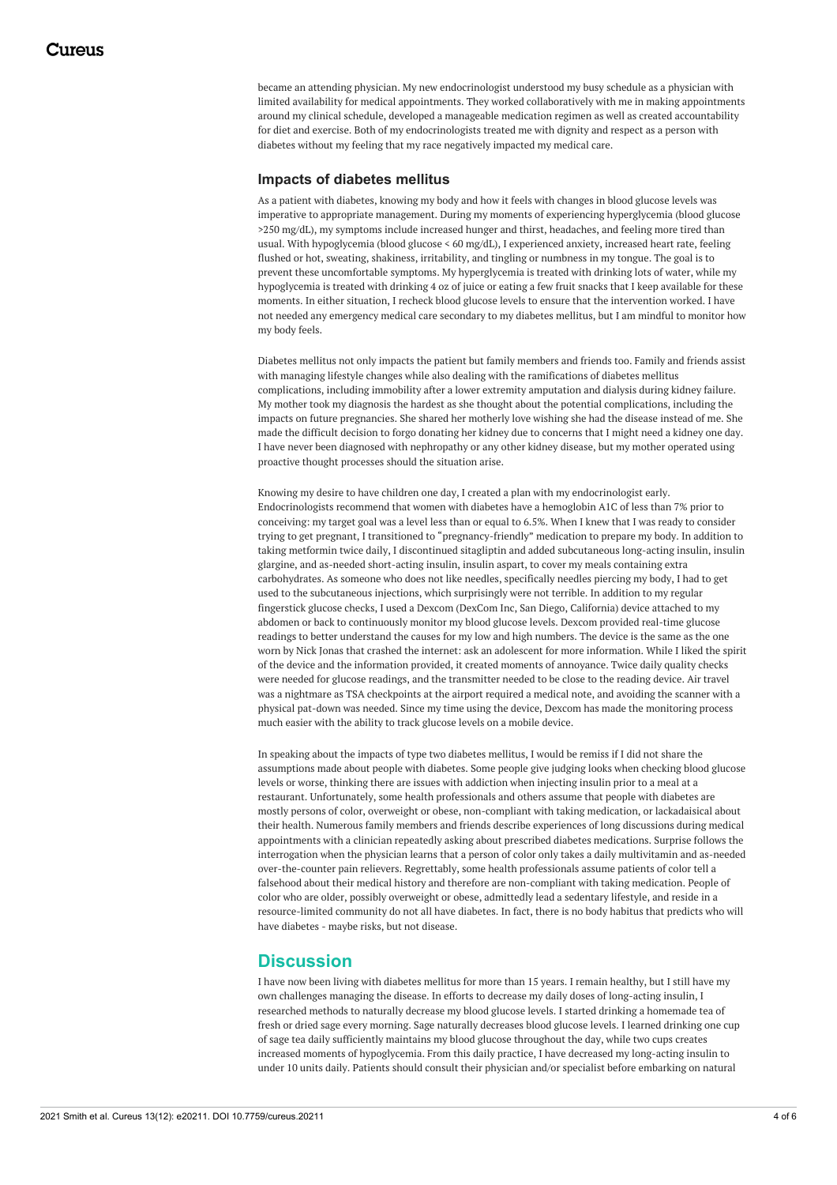became an attending physician. My new endocrinologist understood my busy schedule as a physician with limited availability for medical appointments. They worked collaboratively with me in making appointments around my clinical schedule, developed a manageable medication regimen as well as created accountability for diet and exercise. Both of my endocrinologists treated me with dignity and respect as a person with diabetes without my feeling that my race negatively impacted my medical care.

### Impacts of diabetes mellitus

As a patient with diabetes, knowing my body and how it feels with changes in blood glucose levels was imperative to appropriate management. During my moments of experiencing hyperglycemia (blood glucose >250 mg/dL), my symptoms include increased hunger and thirst, headaches, and feeling more tired than usual. With hypoglycemia (blood glucose < 60 mg/dL), I experienced anxiety, increased heart rate, feeling flushed or hot, sweating, shakiness, irritability, and tingling or numbness in my tongue. The goal is to prevent these uncomfortable symptoms. My hyperglycemia is treated with drinking lots of water, while my hypoglycemia is treated with drinking 4 oz of juice or eating a few fruit snacks that I keep available for these moments. In either situation, I recheck blood glucose levels to ensure that the intervention worked. I have not needed any emergency medical care secondary to my diabetes mellitus, but I am mindful to monitor how my body feels.

Diabetes mellitus not only impacts the patient but family members and friends too. Family and friends assist with managing lifestyle changes while also dealing with the ramifications of diabetes mellitus complications, including immobility after a lower extremity amputation and dialysis during kidney failure. My mother took my diagnosis the hardest as she thought about the potential complications, including the impacts on future pregnancies. She shared her motherly love wishing she had the disease instead of me. She made the difficult decision to forgo donating her kidney due to concerns that I might need a kidney one day. I have never been diagnosed with nephropathy or any other kidney disease, but my mother operated using proactive thought processes should the situation arise.

Knowing my desire to have children one day, I created a plan with my endocrinologist early. Endocrinologists recommend that women with diabetes have a hemoglobin A1C of less than 7% prior to conceiving: my target goal was a level less than or equal to 6.5%. When I knew that I was ready to consider trying to get pregnant, I transitioned to "pregnancy-friendly" medication to prepare my body. In addition to taking metformin twice daily, I discontinued sitagliptin and added subcutaneous long-acting insulin, insulin glargine, and as-needed short-acting insulin, insulin aspart, to cover my meals containing extra carbohydrates. As someone who does not like needles, specifically needles piercing my body, I had to get used to the subcutaneous injections, which surprisingly were not terrible. In addition to my regular fingerstick glucose checks, I used a Dexcom (DexCom Inc, San Diego, California) device attached to my abdomen or back to continuously monitor my blood glucose levels. Dexcom provided real-time glucose readings to better understand the causes for my low and high numbers. The device is the same as the one worn by Nick Jonas that crashed the internet: ask an adolescent for more information. While I liked the spirit of the device and the information provided, it created moments of annoyance. Twice daily quality checks were needed for glucose readings, and the transmitter needed to be close to the reading device. Air travel was a nightmare as TSA checkpoints at the airport required a medical note, and avoiding the scanner with a physical pat-down was needed. Since my time using the device, Dexcom has made the monitoring process much easier with the ability to track glucose levels on a mobile device.

In speaking about the impacts of type two diabetes mellitus, I would be remiss if I did not share the assumptions made about people with diabetes. Some people give judging looks when checking blood glucose levels or worse, thinking there are issues with addiction when injecting insulin prior to a meal at a restaurant. Unfortunately, some health professionals and others assume that people with diabetes are mostly persons of color, overweight or obese, non-compliant with taking medication, or lackadaisical about their health. Numerous family members and friends describe experiences of long discussions during medical appointments with a clinician repeatedly asking about prescribed diabetes medications. Surprise follows the interrogation when the physician learns that a person of color only takes a daily multivitamin and as-needed over-the-counter pain relievers. Regrettably, some health professionals assume patients of color tell a falsehood about their medical history and therefore are non-compliant with taking medication. People of color who are older, possibly overweight or obese, admittedly lead a sedentary lifestyle, and reside in a resource-limited community do not all have diabetes. In fact, there is no body habitus that predicts who will have diabetes - maybe risks, but not disease.

## Discussion

I have now been living with diabetes mellitus for more than 15 years. I remain healthy, but I still have my own challenges managing the disease. In efforts to decrease my daily doses of long-acting insulin, I researched methods to naturally decrease my blood glucose levels. I started drinking a homemade tea of fresh or dried sage every morning. Sage naturally decreases blood glucose levels. I learned drinking one cup of sage tea daily sufficiently maintains my blood glucose throughout the day, while two cups creates increased moments of hypoglycemia. From this daily practice, I have decreased my long-acting insulin to under 10 units daily. Patients should consult their physician and/or specialist before embarking on natural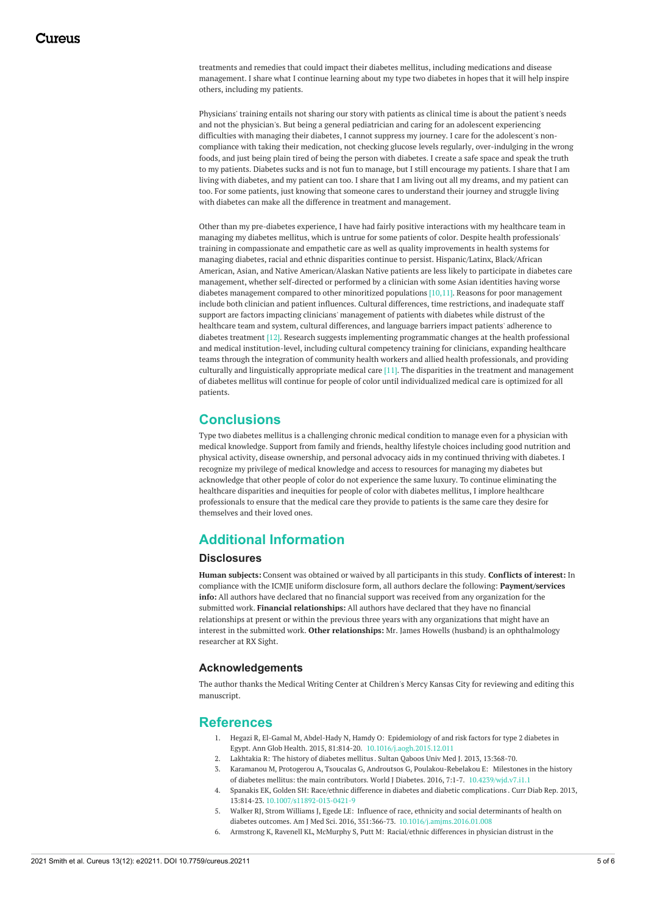treatments and remedies that could impact their diabetes mellitus, including medications and disease management. I share what I continue learning about my type two diabetes in hopes that it will help inspire others, including my patients.

Physicians' training entails not sharing our story with patients as clinical time is about the patient's needs and not the physician's. But being a general pediatrician and caring for an adolescent experiencing difficulties with managing their diabetes, I cannot suppress my journey. I care for the adolescent's non-compliance with taking their medication, not checking glucose levels regularly, over-indulging in the wrong foods, and just being plain tired of being the person with diabetes. I create a safe space and speak the truth to my patients. Diabetes sucks and is not fun to manage, but I still encourage my patients. I share that I am living with diabetes, and my patient can too. I share that I am living out all my dreams, and my patient can too. For some patients, just knowing that someone cares to understand their journey and struggle living with diabetes can make all the difference in treatment and management.

Other than my pre-diabetes experience, I have had fairly positive interactions with my healthcare team in managing my diabetes mellitus, which is untrue for some patients of color. Despite health professionals' training in compassionate and empathetic care as well as quality improvements in health systems for managing diabetes, racial and ethnic disparities continue to persist. Hispanic/Latinx, Black/African American, Asian, and Native American/Alaskan Native patients are less likely to participate in diabetes care management, whether self-directed or performed by a clinician with some Asian identities having worse diabetes management compared to other minoritized populations [10,11]. Reasons for poor management include both clinician and patient influences. Cultural differences, time restrictions, and inadequate staff support are factors impacting clinicians' management of patients with diabetes while distrust of the healthcare team and system, cultural differences, and language barriers impact patients' adherence to diabetes treatment [12]. Research suggests implementing programmatic changes at the health professional and medical institution-level, including cultural competency training for clinicians, expanding healthcare teams through the integration of community health workers and allied health professionals, and providing culturally and linguistically appropriate medical care [11]. The disparities in the treatment and management of diabetes mellitus will continue for people of color until individualized medical care is optimized for all patients.

## Conclusions

Type two diabetes mellitus is a challenging chronic medical condition to manage even for a physician with medical knowledge. Support from family and friends, healthy lifestyle choices including good nutrition and physical activity, disease ownership, and personal advocacy aids in my continued thriving with diabetes. I recognize my privilege of medical knowledge and access to resources for managing my diabetes but acknowledge that other people of color do not experience the same luxury. To continue eliminating the healthcare disparities and inequities for people of color with diabetes mellitus, I implore healthcare professionals to ensure that the medical care they provide to patients is the same care they desire for themselves and their loved ones.

## Additional Information

### Disclosures

**Human subjects:** Consent was obtained or waived by all participants in this study. **Conflicts of interest:** In compliance with the ICMJE uniform disclosure form, all authors declare the following: **Payment/services info:** All authors have declared that no financial support was received from any organization for the submitted work. **Financial relationships:** All authors have declared that they have no financial relationships at present or within the previous three years with any organizations that might have an interest in the submitted work. **Other relationships:** Mr. James Howells (husband) is an ophthalmology researcher at RX Sight.

### Acknowledgements

The author thanks the Medical Writing Center at Children's Mercy Kansas City for reviewing and editing this manuscript.

## References

1. Hegazi R, El-Gamal M, Abdel-Hady N, Hamdy O: Epidemiology of and risk factors for type 2 diabetes in Egypt. Ann Glob Health. 2015, 81:814-20. 10.1016/j.aogh.2015.12.011
2. Lakhtakia R: The history of diabetes mellitus. Sultan Qaboos Univ Med J. 2013, 13:368-70.
3. Karamanou M, Protogerou A, Tsoucalas G, Androutsos G, Poulakou-Rebelakou E: Milestones in the history of diabetes mellitus: the main contributors. World J Diabetes. 2016, 7:1-7. 10.4239/wjd.v7.i1.1
4. Spanakis EK, Golden SH: Race/ethnic difference in diabetes and diabetic complications. Curr Diab Rep. 2013, 13:814-23. 10.1007/s11892-013-0421-9
5. Walker RJ, Strom Williams J, Egede LE: Influence of race, ethnicity and social determinants of health on diabetes outcomes. Am J Med Sci. 2016, 351:366-73. 10.1016/j.amjms.2016.01.008
6. Armstrong K, Ravenell KL, McMurphy S, Putt M: Racial/ethnic differences in physician distrust in the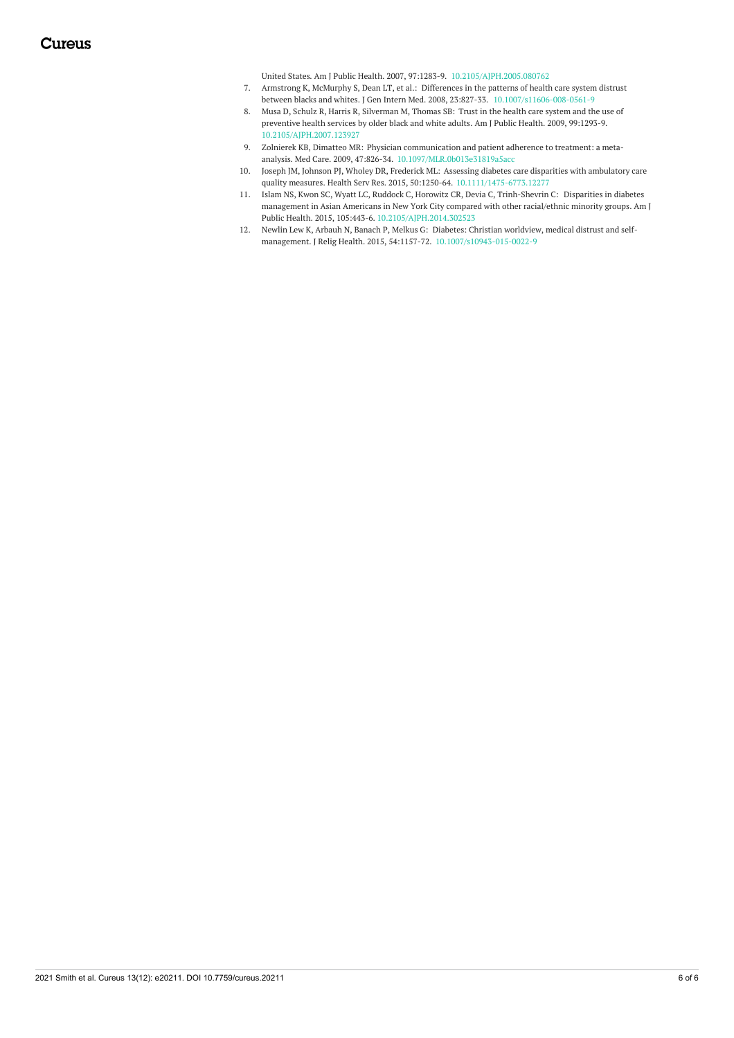United States. Am J Public Health. 2007, 97:1283-9. 10.2105/AJPH.2005.080762

7. Armstrong K, McMurphy S, Dean LT, et al.: Differences in the patterns of health care system distrust between blacks and whites. J Gen Intern Med. 2008, 23:827-33. 10.1007/s11606-008-0561-9
8. Musa D, Schulz R, Harris R, Silverman M, Thomas SB: Trust in the health care system and the use of preventive health services by older black and white adults. Am J Public Health. 2009, 99:1293-9. 10.2105/AJPH.2007.123927
9. Zolnierek KB, Dimatteo MR: Physician communication and patient adherence to treatment: a meta-analysis. Med Care. 2009, 47:826-34. 10.1097/MLR.0b013e31819a5acc
10. Joseph JM, Johnson PJ, Wholey DR, Frederick ML: Assessing diabetes care disparities with ambulatory care quality measures. Health Serv Res. 2015, 50:1250-64. 10.1111/1475-6773.12277
11. Islam NS, Kwon SC, Wyatt LC, Ruddock C, Horowitz CR, Devia C, Trinh-Shevrin C: Disparities in diabetes management in Asian Americans in New York City compared with other racial/ethnic minority groups. Am J Public Health. 2015, 105:443-6. 10.2105/AJPH.2014.302523
12. Newlin Lew K, Arbauh N, Banach P, Melkus G: Diabetes: Christian worldview, medical distrust and self-management. J Relig Health. 2015, 54:1157-72. 10.1007/s10943-015-0022-9